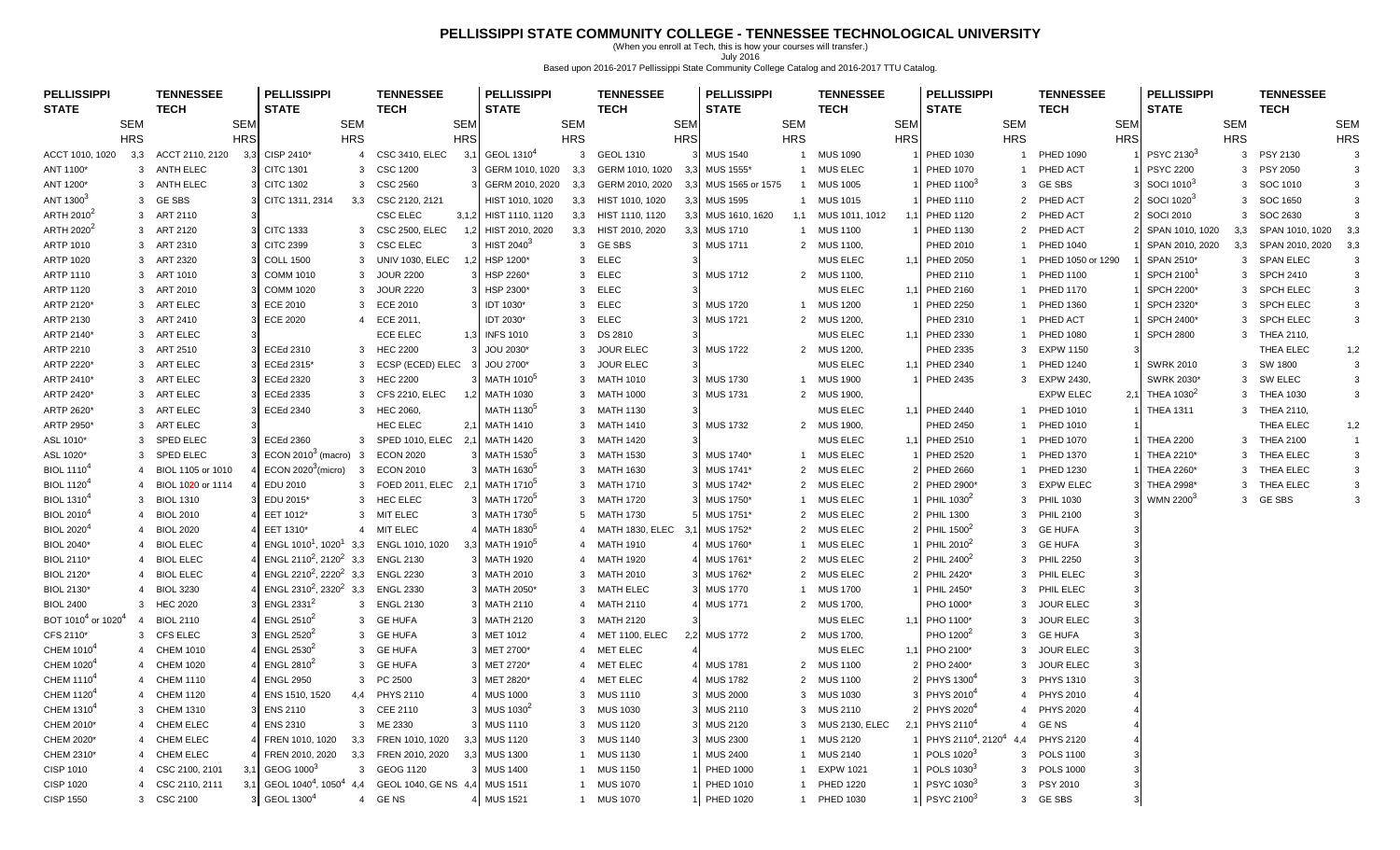# PELLISSIPPI STATE COMMUNITY COLLEGE - TENNESSEE TECHNOLOGICAL UNIVERSITY

(When you enroll at Tech, this is how your courses will transfer.)

July 2016

Based upon 2016-2017 Pellissippi State Community College Catalog and 2016-2017 TTU Catalog.

| PELLISSIPPI STATE | SEM HRS | TENNESSEE TECH | SEM HRS |
|---|---|---|---|
| ACCT 1010, 1020 | 3,3 | ACCT 2110, 2120 | 3,3 |
| ANT 1100* | 3 | ANTH ELEC | 3 |
| ANT 1200* | 3 | ANTH ELEC | 3 |
| ANT 1300[3] | 3 | GE SBS | 3 |
| ARTH 2010[2] | 3 | ART 2110 | 3 |
| ARTH 2020[2] | 3 | ART 2120 | 3 |
| ARTP 1010 | 3 | ART 2310 | 3 |
| ARTP 1020 | 3 | ART 2320 | 3 |
| ARTP 1110 | 3 | ART 1010 | 3 |
| ARTP 1120 | 3 | ART 2010 | 3 |
| ARTP 2120* | 3 | ART ELEC | 3 |
| ARTP 2130 | 3 | ART 2410 | 3 |
| ARTP 2140* | 3 | ART ELEC | 3 |
| ARTP 2210 | 3 | ART 2510 | 3 |
| ARTP 2220* | 3 | ART ELEC | 3 |
| ARTP 2410* | 3 | ART ELEC | 3 |
| ARTP 2420* | 3 | ART ELEC | 3 |
| ARTP 2620* | 3 | ART ELEC | 3 |
| ARTP 2950* | 3 | ART ELEC | 3 |
| ASL 1010* | 3 | SPED ELEC | 3 |
| ASL 1020* | 3 | SPED ELEC | 3 |
| BIOL 1110[4] | 4 | BIOL 1105 or 1010 | 4 |
| BIOL 1120[4] | 4 | BIOL 1020 or 1114 | 4 |
| BIOL 1310[4] | 3 | BIOL 1310 | 3 |
| BIOL 2010[4] | 4 | BIOL 2010 | 4 |
| BIOL 2020[4] | 4 | BIOL 2020 | 4 |
| BIOL 2040* | 4 | BIOL ELEC | 4 |
| BIOL 2110* | 4 | BIOL ELEC | 4 |
| BIOL 2120* | 4 | BIOL ELEC | 4 |
| BIOL 2130* | 4 | BIOL 3230 | 4 |
| BIOL 2400 | 3 | HEC 2020 | 3 |
| BOT 1010[4] or 1020[4] | 4 | BIOL 2110 | 4 |
| CFS 2110* | 3 | CFS ELEC | 3 |
| CHEM 1010[4] | 4 | CHEM 1010 | 4 |
| CHEM 1020[4] | 4 | CHEM 1020 | 4 |
| CHEM 1110[4] | 4 | CHEM 1110 | 4 |
| CHEM 1120[4] | 4 | CHEM 1120 | 4 |
| CHEM 1310[4] | 3 | CHEM 1310 | 3 |
| CHEM 2010* | 4 | CHEM ELEC | 4 |
| CHEM 2020* | 4 | CHEM ELEC | 4 |
| CHEM 2310* | 4 | CHEM ELEC | 4 |
| CISP 1010 | 4 | CSC 2100, 2101 | 3,1 |
| CISP 1020 | 4 | CSC 2110, 2111 | 3,1 |
| CISP 1550 | 3 | CSC 2100 | 3 |
| CISP 2410* | 4 | CSC 3410, ELEC | 3,1 |
| CITC 1301 | 3 | CSC 1200 | 3 |
| CITC 1302 | 3 | CSC 2560 | 3 |
| CITC 1311, 2314 | 3,3 | CSC 2120, 2121, CSC ELEC | 3,1,2 |
| CITC 1333 | 3 | CSC 2500, ELEC | 1,2 |
| CITC 2399 | 3 | CSC ELEC | 3 |
| COLL 1500 | 3 | UNIV 1030, ELEC | 1,2 |
| COMM 1010 | 3 | JOUR 2200 | 3 |
| COMM 1020 | 3 | JOUR 2220 | 3 |
| ECE 2010 | 3 | ECE 2010 | 3 |
| ECE 2020 | 4 | ECE 2011, ECE ELEC | 1,3 |
| ECEd 2310 | 3 | HEC 2200 | 3 |
| ECEd 2315* | 3 | ECSP (ECED) ELEC | 3 |
| ECEd 2320 | 3 | HEC 2200 | 3 |
| ECEd 2335 | 3 | CFS 2210, ELEC | 1,2 |
| ECEd 2340 | 3 | HEC 2060, HEC ELEC | 2,1 |
| ECEd 2360 | 3 | SPED 1010, ELEC | 2,1 |
| ECON 2010[3] (macro) | 3 | ECON 2020 | 3 |
| ECON 2020[3] (micro) | 3 | ECON 2010 | 3 |
| EDU 2010 | 3 | FOED 2011, ELEC | 2,1 |
| EDU 2015* | 3 | HEC ELEC | 3 |
| EET 1012* | 3 | MIT ELEC | 3 |
| EET 1310* | 4 | MIT ELEC | 4 |
| ENGL 1010[1], 1020[1] | 3,3 | ENGL 1010, 1020 | 3,3 |
| ENGL 2110[2], 2120[2] | 3,3 | ENGL 2130 | 3 |
| ENGL 2210[2], 2220[2] | 3,3 | ENGL 2230 | 3 |
| ENGL 2310[2], 2320[2] | 3,3 | ENGL 2330 | 3 |
| ENGL 2331[2] | 3 | ENGL 2130 | 3 |
| ENGL 2510[2] | 3 | GE HUFA | 3 |
| ENGL 2520[2] | 3 | GE HUFA | 3 |
| ENGL 2530[2] | 3 | GE HUFA | 3 |
| ENGL 2810[2] | 3 | GE HUFA | 3 |
| ENGL 2950 | 3 | PC 2500 | 3 |
| ENS 1510, 1520 | 4,4 | PHYS 2110 | 3 |
| ENS 2110 | 3 | CEE 2110 | 3 |
| ENS 2310 | 3 | ME 2330 | 3 |
| FREN 1010, 1020 | 3,3 | FREN 1010, 1020 | 3,3 |
| FREN 2010, 2020 | 3,3 | FREN 2010, 2020 | 3,3 |
| GEOG 1000[3] | 3 | GEOG 1120 | 3 |
| GEOL 1040[4], 1050[4] | 4,4 | GEOL 1040, GE NS | 4,4 |
| GEOL 1300[4] | 4 | GE NS | 4 |
| GEOL 1310[4] | 3 | GEOL 1310 | 3 |
| GERM 1010, 1020 | 3,3 | GERM 1010, 1020 | 3,3 |
| GERM 2010, 2020 | 3,3 | GERM 2010, 2020 | 3,3 |
| HIST 1010, 1020 | 3,3 | HIST 1010, 1020 | 3,3 |
| HIST 1110, 1120 | 3,3 | HIST 1110, 1120 | 3,3 |
| HIST 2010, 2020 | 3,3 | HIST 2010, 2020 | 3,3 |
| HIST 2040[3] | 3 | GE SBS | 3 |
| HSP 1200* | 3 | ELEC | 3 |
| HSP 2260* | 3 | ELEC | 3 |
| HSP 2300* | 3 | ELEC | 3 |
| IDT 1030* | 3 | ELEC | 3 |
| IDT 2030* | 3 | ELEC | 3 |
| INFS 1010 | 3 | DS 2810 | 3 |
| JOU 2030* | 3 | JOUR ELEC | 3 |
| JOU 2700* | 3 | JOUR ELEC | 3 |
| MATH 1010[5] | 3 | MATH 1010 | 3 |
| MATH 1030 | 3 | MATH 1000 | 3 |
| MATH 1130[5] | 3 | MATH 1130 | 3 |
| MATH 1410 | 3 | MATH 1410 | 3 |
| MATH 1420 | 3 | MATH 1420 | 3 |
| MATH 1530[5] | 3 | MATH 1530 | 3 |
| MATH 1630[5] | 3 | MATH 1630 | 3 |
| MATH 1710[5] | 3 | MATH 1710 | 3 |
| MATH 1720[5] | 3 | MATH 1720 | 3 |
| MATH 1730[5] | 5 | MATH 1730 | 5 |
| MATH 1830[5] | 4 | MATH 1830, ELEC | 3,1 |
| MATH 1910[5] | 4 | MATH 1910 | 4 |
| MATH 1920 | 4 | MATH 1920 | 4 |
| MATH 2010 | 3 | MATH 2010 | 3 |
| MATH 2050* | 3 | MATH ELEC | 3 |
| MATH 2110 | 4 | MATH 2110 | 4 |
| MATH 2120 | 3 | MATH 2120 | 3 |
| MET 1012 | 4 | MET 1100, ELEC | 2,2 |
| MET 2700* | 4 | MET ELEC | 4 |
| MET 2720* | 4 | MET ELEC | 4 |
| MET 2820* | 4 | MET ELEC | 4 |
| MUS 1000 | 3 | MUS 1110 | 3 |
| MUS 1030[2] | 3 | MUS 1030 | 3 |
| MUS 1110 | 3 | MUS 1120 | 3 |
| MUS 1120 | 3 | MUS 1140 | 3 |
| MUS 1130 | 1 | MUS 1300 | 1 |
| MUS 1150 | 1 | MUS 1400 | 1 |
| MUS 1511 | 1 | MUS 1070 | 1 |
| MUS 1521 | 1 | MUS 1070 | 1 |
| MUS 1540 | 1 | MUS 1090 | 1 |
| MUS 1555* | 1 | MUS ELEC | 1 |
| MUS 1565 or 1575 | 1 | MUS 1005 | 1 |
| MUS 1595 | 1 | MUS 1015 | 1 |
| MUS 1610, 1620 | 1,1 | MUS 1011, 1012 | 1,1 |
| MUS 1710 | 1 | MUS 1100 | 1 |
| MUS 1711 | 2 | MUS 1100, MUS ELEC | 1,1 |
| MUS 1712 | 2 | MUS 1100, MUS ELEC | 1,1 |
| MUS 1720 | 1 | MUS 1200 | 1 |
| MUS 1721 | 2 | MUS 1200, MUS ELEC | 1,1 |
| MUS 1722 | 2 | MUS 1200, MUS ELEC | 1,1 |
| MUS 1730 | 1 | MUS 1900 | 1 |
| MUS 1731 | 2 | MUS 1900, MUS ELEC | 1,1 |
| MUS 1732 | 2 | MUS 1900, MUS ELEC | 1,1 |
| MUS 1740* | 1 | MUS ELEC | 1 |
| MUS 1741* | 2 | MUS ELEC | 2 |
| MUS 1742* | 2 | MUS ELEC | 2 |
| MUS 1750* | 1 | MUS ELEC | 1 |
| MUS 1751* | 2 | MUS ELEC | 2 |
| MUS 1752* | 2 | MUS ELEC | 2 |
| MUS 1760* | 1 | MUS ELEC | 1 |
| MUS 1761* | 2 | MUS ELEC | 2 |
| MUS 1762* | 2 | MUS ELEC | 2 |
| MUS 1770 | 1 | MUS 1700 | 1 |
| MUS 1771 | 2 | MUS 1700, MUS ELEC | 1,1 |
| MUS 1772 | 2 | MUS 1700, MUS ELEC | 1,1 |
| MUS 1781 | 2 | MUS 1100 | 2 |
| MUS 1782 | 2 | MUS 1100 | 2 |
| MUS 2000 | 3 | MUS 1030 | 3 |
| MUS 2110 | 3 | MUS 2110 | 3 |
| MUS 2120 | 3 | MUS 2130, ELEC | 2,1 |
| MUS 2300 | 1 | MUS 2120 | 1 |
| MUS 2400 | 1 | MUS 2140 | 1 |
| PHED 1000 | 1 | EXPW 1021 | 1 |
| PHED 1010 | 1 | PHED 1220 | 1 |
| PHED 1020 | 1 | PHED 1030 | 1 |
| PHED 1030 | 1 | PHED 1090 | 1 |
| PHED 1070 | 1 | PHED ACT | 1 |
| PHED 1100[3] | 3 | GE SBS | 3 |
| PHED 1110 | 2 | PHED ACT | 2 |
| PHED 1120 | 2 | PHED ACT | 2 |
| PHED 1130 | 2 | PHED ACT | 2 |
| PHED 2010 | 1 | PHED 1040 | 1 |
| PHED 2050 | 1 | PHED 1050 or 1290 | 1 |
| PHED 2110 | 1 | PHED 1100 | 1 |
| PHED 2160 | 1 | PHED 1170 | 1 |
| PHED 2250 | 1 | PHED 1360 | 1 |
| PHED 2310 | 1 | PHED ACT | 1 |
| PHED 2330 | 1 | PHED 1080 | 1 |
| PHED 2335 | 3 | EXPW 1150 | 3 |
| PHED 2340 | 1 | PHED 1240 | 1 |
| PHED 2435 | 3 | EXPW 2430, EXPW ELEC | 2,1 |
| PHED 2440 | 1 | PHED 1010 | 1 |
| PHED 2450 | 1 | PHED 1010 | 1 |
| PHED 2510 | 1 | PHED 1070 | 1 |
| PHED 2520 | 1 | PHED 1370 | 1 |
| PHED 2660 | 1 | PHED 1230 | 1 |
| PHED 2900* | 3 | EXPW ELEC | 3 |
| PHIL 1030[2] | 3 | PHIL 1030 | 3 |
| PHIL 1300 | 3 | PHIL 2100 | 3 |
| PHIL 1500[2] | 3 | GE HUFA | 3 |
| PHIL 2010[2] | 3 | GE HUFA | 3 |
| PHIL 2400[2] | 3 | PHIL 2250 | 3 |
| PHIL 2420* | 3 | PHIL ELEC | 3 |
| PHIL 2450* | 3 | PHIL ELEC | 3 |
| PHO 1000* | 3 | JOUR ELEC | 3 |
| PHO 1100* | 3 | JOUR ELEC | 3 |
| PHO 1200[2] | 3 | GE HUFA | 3 |
| PHO 2100* | 3 | JOUR ELEC | 3 |
| PHO 2400* | 3 | JOUR ELEC | 3 |
| PHYS 1300[4] | 3 | PHYS 1310 | 3 |
| PHYS 2010[4] | 4 | PHYS 2010 | 4 |
| PHYS 2020[4] | 4 | PHYS 2020 | 4 |
| PHYS 2110[4] | 4 | GE NS | 4 |
| PHYS 2110[4], 2120[4] | 4,4 | PHYS 2120 | 4 |
| POLS 1020[3] | 3 | POLS 1100 | 3 |
| POLS 1030[3] | 3 | POLS 1000 | 3 |
| PSYC 1030[3] | 3 | PSY 2010 | 3 |
| PSYC 2100[3] | 3 | GE SBS | 3 |
| PSYC 2130[3] | 3 | PSY 2130 | 3 |
| PSYC 2200 | 3 | PSY 2050 | 3 |
| SOCI 1010[3] | 3 | SOC 1010 | 3 |
| SOCI 1020[3] | 3 | SOC 1650 | 3 |
| SOCI 2010 | 3 | SOC 2630 | 3 |
| SPAN 1010, 1020 | 3,3 | SPAN 1010, 1020 | 3,3 |
| SPAN 2010, 2020 | 3,3 | SPAN 2010, 2020 | 3,3 |
| SPAN 2510* | 3 | SPAN ELEC | 3 |
| SPCH 2100[1] | 3 | SPCH 2410 | 3 |
| SPCH 2200* | 3 | SPCH ELEC | 3 |
| SPCH 2320* | 3 | SPCH ELEC | 3 |
| SPCH 2400* | 3 | SPCH ELEC | 3 |
| SPCH 2800 | 3 | THEA 2110, THEA ELEC | 1,2 |
| SWRK 2010 | 3 | SW 1800 | 3 |
| SWRK 2030* | 3 | SW ELEC | 3 |
| THEA 1030[2] | 3 | THEA 1030 | 3 |
| THEA 1311 | 3 | THEA 2110, THEA ELEC | 1,2 |
| THEA 2200 | 3 | THEA 2100 | 1 |
| THEA 2210* | 3 | THEA ELEC | 3 |
| THEA 2260* | 3 | THEA ELEC | 3 |
| THEA 2998* | 3 | THEA ELEC | 3 |
| WMN 2200[3] | 3 | GE SBS | 3 |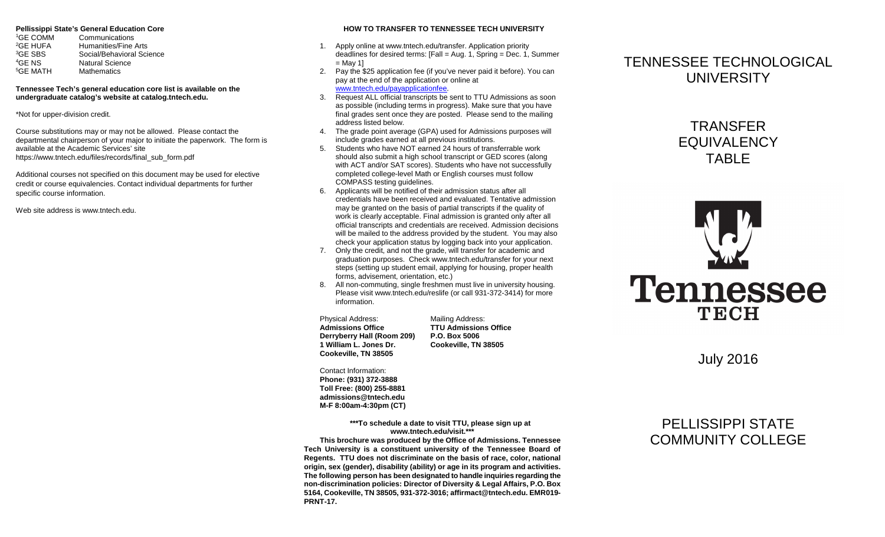**Pellissippi State's General Education Core**

| | |
|---|---|
| [1]GE COMM | Communications |
| [2]GE HUFA | Humanities/Fine Arts |
| [3]GE SBS | Social/Behavioral Science |
| [4]GE NS | Natural Science |
| [5]GE MATH | Mathematics |

**Tennessee Tech's general education core list is available on the undergraduate catalog's website at catalog.tntech.edu.**

*Not for upper-division credit.

Course substitutions may or may not be allowed. Please contact the departmental chairperson of your major to initiate the paperwork. The form is available at the Academic Services' site https://www.tntech.edu/files/records/final_sub_form.pdf

Additional courses not specified on this document may be used for elective credit or course equivalencies. Contact individual departments for further specific course information.

Web site address is www.tntech.edu.

**HOW TO TRANSFER TO TENNESSEE TECH UNIVERSITY**

1. Apply online at www.tntech.edu/transfer. Application priority deadlines for desired terms: [Fall = Aug. 1, Spring = Dec. 1, Summer = May 1]
2. Pay the $25 application fee (if you've never paid it before). You can pay at the end of the application or online at www.tntech.edu/payapplicationfee.
3. Request ALL official transcripts be sent to TTU Admissions as soon as possible (including terms in progress). Make sure that you have final grades sent once they are posted. Please send to the mailing address listed below.
4. The grade point average (GPA) used for Admissions purposes will include grades earned at all previous institutions.
5. Students who have NOT earned 24 hours of transferrable work should also submit a high school transcript or GED scores (along with ACT and/or SAT scores). Students who have not successfully completed college-level Math or English courses must follow COMPASS testing guidelines.
6. Applicants will be notified of their admission status after all credentials have been received and evaluated. Tentative admission may be granted on the basis of partial transcripts if the quality of work is clearly acceptable. Final admission is granted only after all official transcripts and credentials are received. Admission decisions will be mailed to the address provided by the student. You may also check your application status by logging back into your application.
7. Only the credit, and not the grade, will transfer for academic and graduation purposes. Check www.tntech.edu/transfer for your next steps (setting up student email, applying for housing, proper health forms, advisement, orientation, etc.)
8. All non-commuting, single freshmen must live in university housing. Please visit www.tntech.edu/reslife (or call 931-372-3414) for more information.

Physical Address:
**Admissions Office**
**Derryberry Hall (Room 209)**
**1 William L. Jones Dr.**
**Cookeville, TN 38505**

Mailing Address:
**TTU Admissions Office**
**P.O. Box 5006**
**Cookeville, TN 38505**

Contact Information:
**Phone: (931) 372-3888**
**Toll Free: (800) 255-8881**
**admissions@tntech.edu**
**M-F 8:00am-4:30pm (CT)**

**\*\*\*To schedule a date to visit TTU, please sign up at www.tntech.edu/visit.\*\*\***

**This brochure was produced by the Office of Admissions. Tennessee Tech University is a constituent university of the Tennessee Board of Regents. TTU does not discriminate on the basis of race, color, national origin, sex (gender), disability (ability) or age in its program and activities. The following person has been designated to handle inquiries regarding the non-discrimination policies: Director of Diversity & Legal Affairs, P.O. Box 5164, Cookeville, TN 38505, 931-372-3016; affirmact@tntech.edu. EMR019-PRNT-17.**

# TENNESSEE TECHNOLOGICAL UNIVERSITY

## TRANSFER EQUIVALENCY TABLE

Tennessee TECH

July 2016

## PELLISSIPPI STATE COMMUNITY COLLEGE